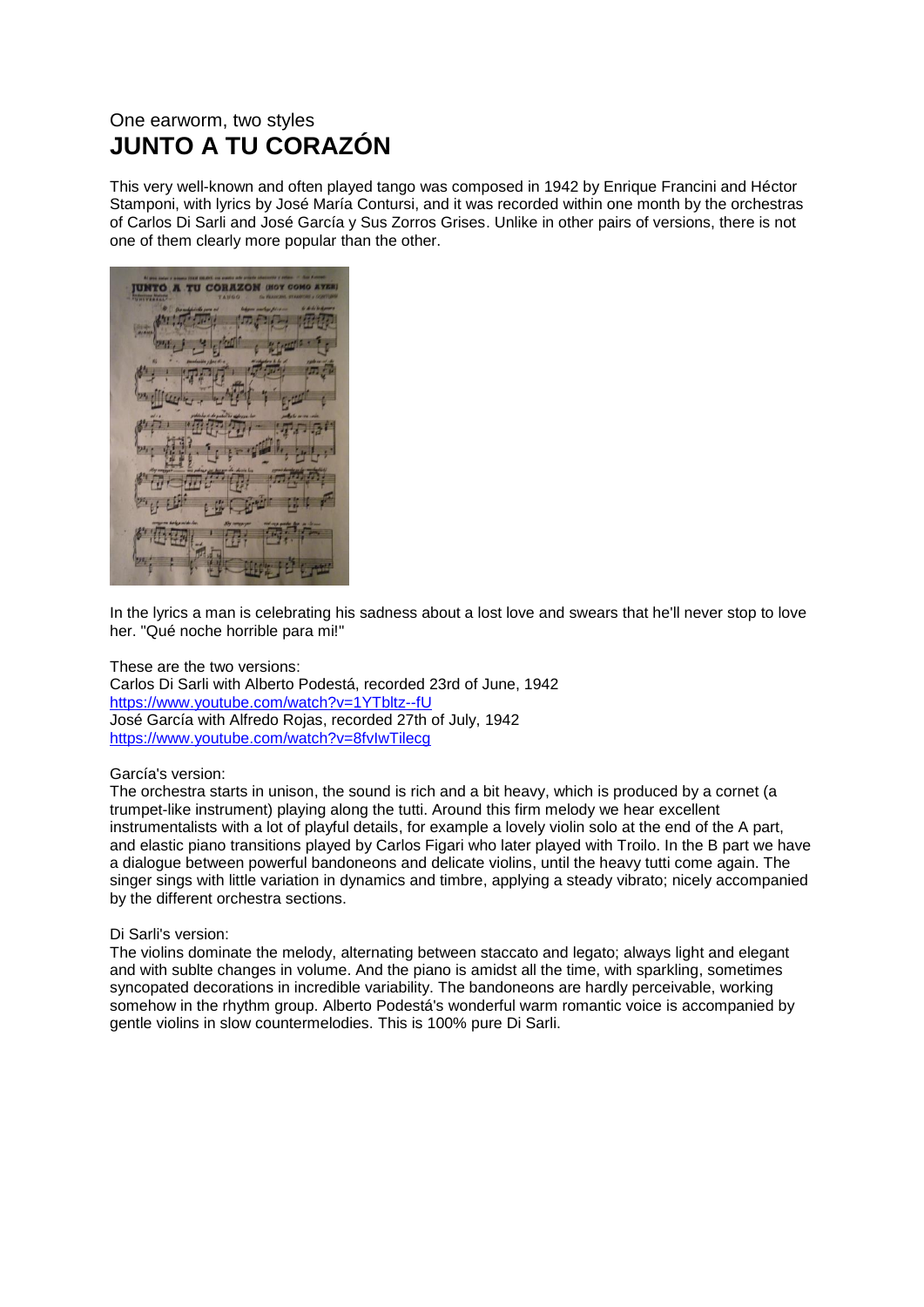One earworm, two styles

# JUNTO A TU CORAZÓN

This very well-known and often played tango was composed in 1942 by Enrique Francini and Héctor Stamponi, with lyrics by José María Contursi, and it was recorded within one month by the orchestras of Carlos Di Sarli and José García y Sus Zorros Grises. Unlike in other pairs of versions, there is not one of them clearly more popular than the other.

In the lyrics a man is celebrating his sadness about a lost love and swears that he'll never stop to love her. "Qué noche horrible para mi!"

These are the two versions:
Carlos Di Sarli with Alberto Podestá, recorded 23rd of June, 1942
https://www.youtube.com/watch?v=1YTbltz--fU
José García with Alfredo Rojas, recorded 27th of July, 1942
https://www.youtube.com/watch?v=8fvIwTilecg

García's version:
The orchestra starts in unison, the sound is rich and a bit heavy, which is produced by a cornet (a trumpet-like instrument) playing along the tutti. Around this firm melody we hear excellent instrumentalists with a lot of playful details, for example a lovely violin solo at the end of the A part, and elastic piano transitions played by Carlos Figari who later played with Troilo. In the B part we have a dialogue between powerful bandoneons and delicate violins, until the heavy tutti come again. The singer sings with little variation in dynamics and timbre, applying a steady vibrato; nicely accompanied by the different orchestra sections.

Di Sarli's version:
The violins dominate the melody, alternating between staccato and legato; always light and elegant and with sublte changes in volume. And the piano is amidst all the time, with sparkling, sometimes syncopated decorations in incredible variability. The bandoneons are hardly perceivable, working somehow in the rhythm group. Alberto Podestá's wonderful warm romantic voice is accompanied by gentle violins in slow countermelodies. This is 100% pure Di Sarli.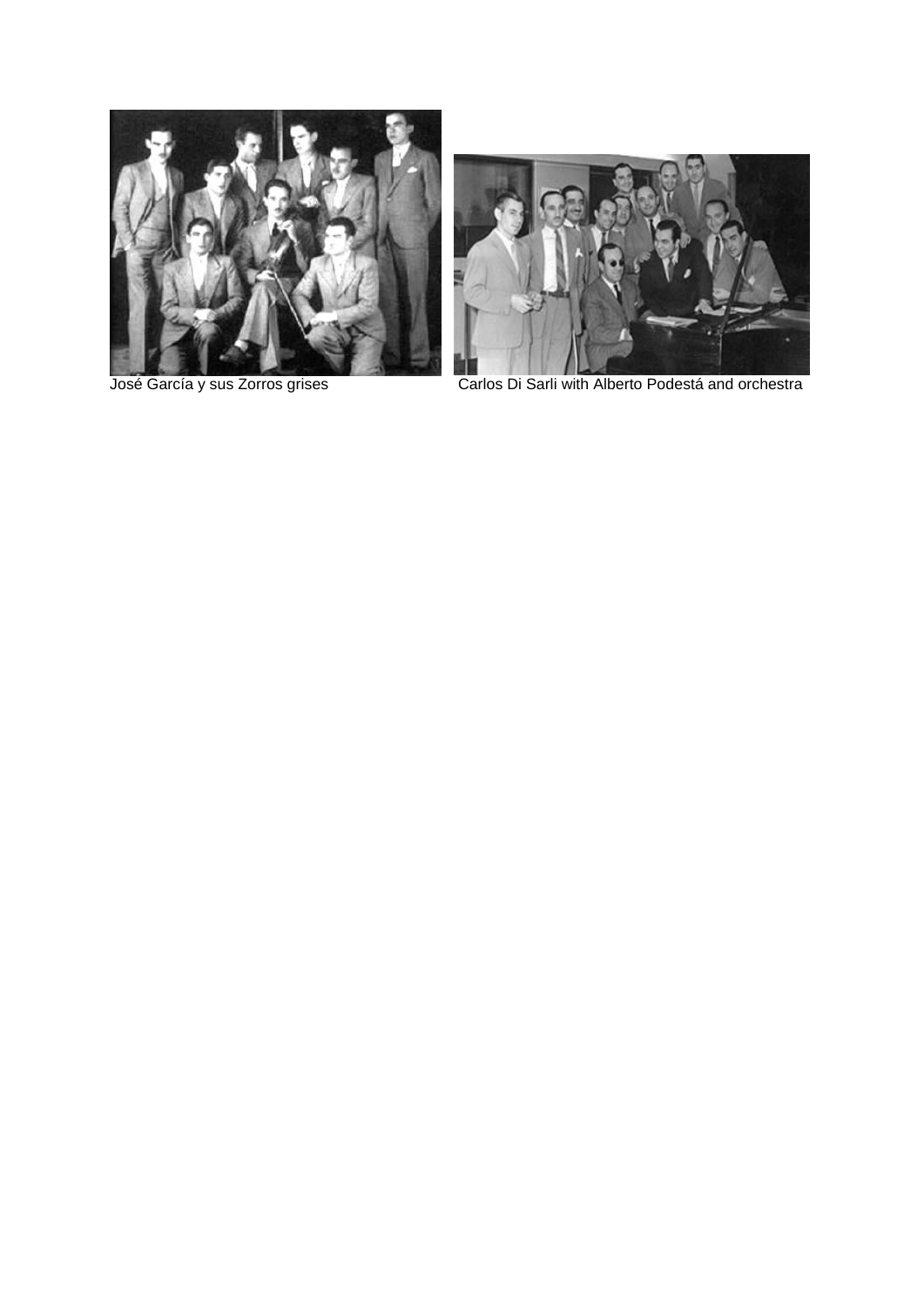José García y sus Zorros grises

Carlos Di Sarli with Alberto Podestá and orchestra